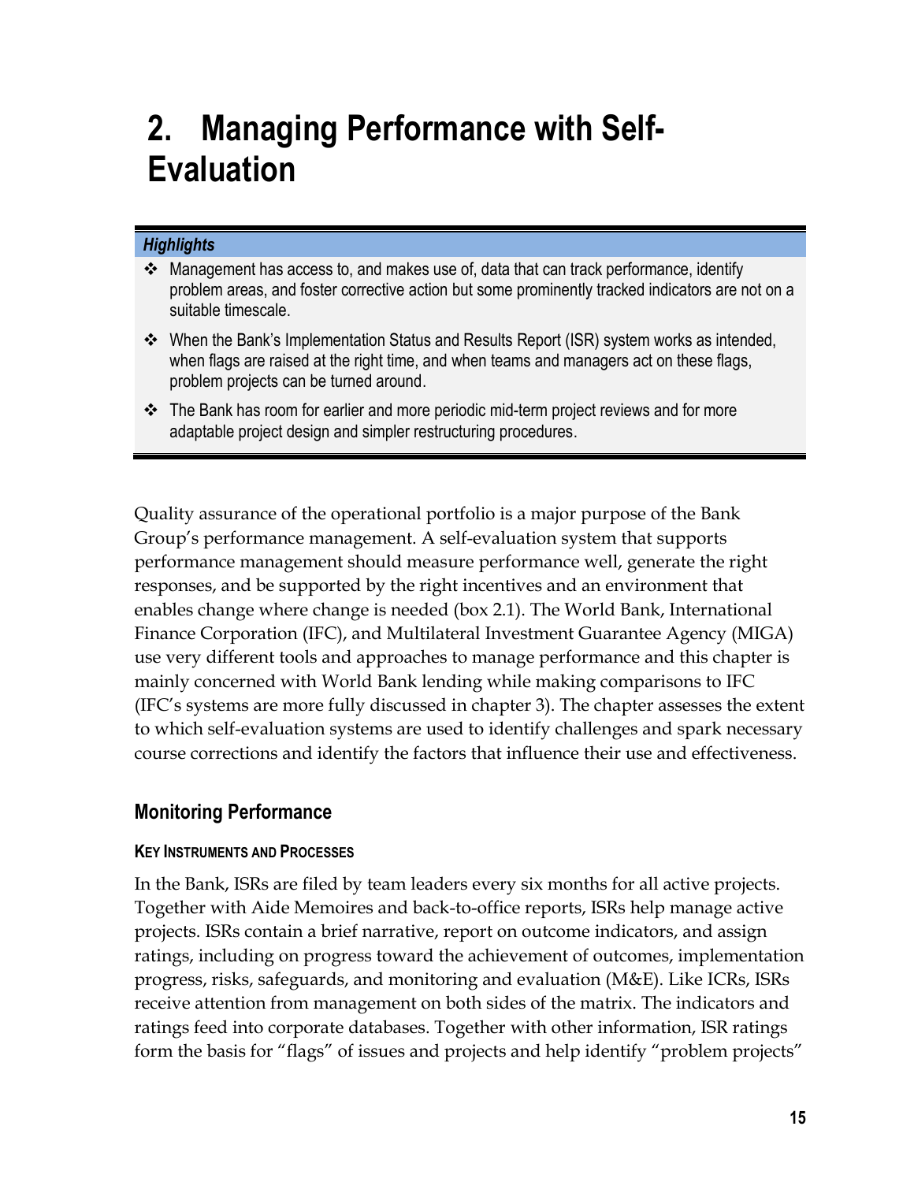# 2. Managing Performance with Self-Evaluation

***Highlights***

- ❖ Management has access to, and makes use of, data that can track performance, identify problem areas, and foster corrective action but some prominently tracked indicators are not on a suitable timescale.
- ❖ When the Bank's Implementation Status and Results Report (ISR) system works as intended, when flags are raised at the right time, and when teams and managers act on these flags, problem projects can be turned around.
- ❖ The Bank has room for earlier and more periodic mid-term project reviews and for more adaptable project design and simpler restructuring procedures.

Quality assurance of the operational portfolio is a major purpose of the Bank Group's performance management. A self-evaluation system that supports performance management should measure performance well, generate the right responses, and be supported by the right incentives and an environment that enables change where change is needed (box 2.1). The World Bank, International Finance Corporation (IFC), and Multilateral Investment Guarantee Agency (MIGA) use very different tools and approaches to manage performance and this chapter is mainly concerned with World Bank lending while making comparisons to IFC (IFC's systems are more fully discussed in chapter 3). The chapter assesses the extent to which self-evaluation systems are used to identify challenges and spark necessary course corrections and identify the factors that influence their use and effectiveness.

## Monitoring Performance

### KEY INSTRUMENTS AND PROCESSES

In the Bank, ISRs are filed by team leaders every six months for all active projects. Together with Aide Memoires and back-to-office reports, ISRs help manage active projects. ISRs contain a brief narrative, report on outcome indicators, and assign ratings, including on progress toward the achievement of outcomes, implementation progress, risks, safeguards, and monitoring and evaluation (M&E). Like ICRs, ISRs receive attention from management on both sides of the matrix. The indicators and ratings feed into corporate databases. Together with other information, ISR ratings form the basis for "flags" of issues and projects and help identify "problem projects"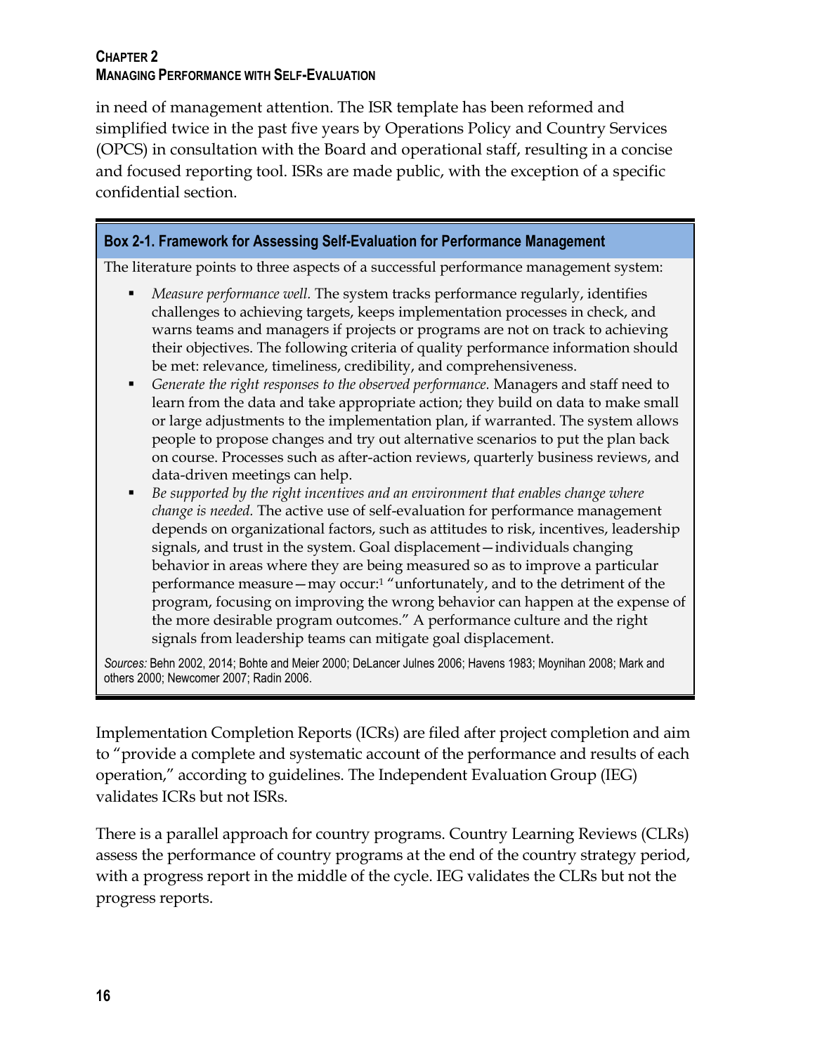in need of management attention. The ISR template has been reformed and simplified twice in the past five years by Operations Policy and Country Services (OPCS) in consultation with the Board and operational staff, resulting in a concise and focused reporting tool. ISRs are made public, with the exception of a specific confidential section.

**Box 2-1. Framework for Assessing Self-Evaluation for Performance Management**

The literature points to three aspects of a successful performance management system:

- *Measure performance well.* The system tracks performance regularly, identifies challenges to achieving targets, keeps implementation processes in check, and warns teams and managers if projects or programs are not on track to achieving their objectives. The following criteria of quality performance information should be met: relevance, timeliness, credibility, and comprehensiveness.
- *Generate the right responses to the observed performance.* Managers and staff need to learn from the data and take appropriate action; they build on data to make small or large adjustments to the implementation plan, if warranted. The system allows people to propose changes and try out alternative scenarios to put the plan back on course. Processes such as after-action reviews, quarterly business reviews, and data-driven meetings can help.
- *Be supported by the right incentives and an environment that enables change where change is needed.* The active use of self-evaluation for performance management depends on organizational factors, such as attitudes to risk, incentives, leadership signals, and trust in the system. Goal displacement—individuals changing behavior in areas where they are being measured so as to improve a particular performance measure—may occur:[1] "unfortunately, and to the detriment of the program, focusing on improving the wrong behavior can happen at the expense of the more desirable program outcomes." A performance culture and the right signals from leadership teams can mitigate goal displacement.

*Sources:* Behn 2002, 2014; Bohte and Meier 2000; DeLancer Julnes 2006; Havens 1983; Moynihan 2008; Mark and others 2000; Newcomer 2007; Radin 2006.

Implementation Completion Reports (ICRs) are filed after project completion and aim to "provide a complete and systematic account of the performance and results of each operation," according to guidelines. The Independent Evaluation Group (IEG) validates ICRs but not ISRs.

There is a parallel approach for country programs. Country Learning Reviews (CLRs) assess the performance of country programs at the end of the country strategy period, with a progress report in the middle of the cycle. IEG validates the CLRs but not the progress reports.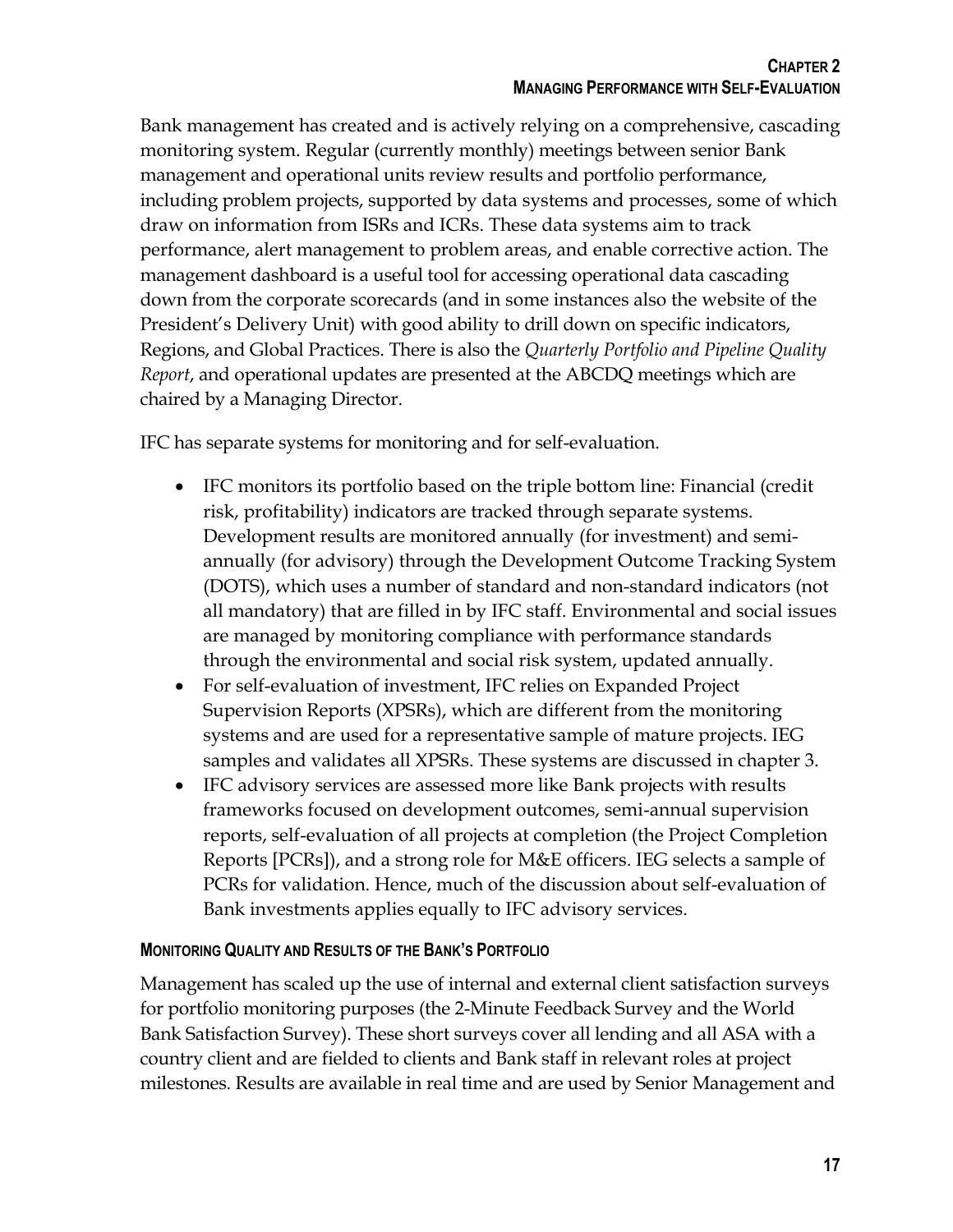Bank management has created and is actively relying on a comprehensive, cascading monitoring system. Regular (currently monthly) meetings between senior Bank management and operational units review results and portfolio performance, including problem projects, supported by data systems and processes, some of which draw on information from ISRs and ICRs. These data systems aim to track performance, alert management to problem areas, and enable corrective action. The management dashboard is a useful tool for accessing operational data cascading down from the corporate scorecards (and in some instances also the website of the President's Delivery Unit) with good ability to drill down on specific indicators, Regions, and Global Practices. There is also the *Quarterly Portfolio and Pipeline Quality Report*, and operational updates are presented at the ABCDQ meetings which are chaired by a Managing Director.

IFC has separate systems for monitoring and for self-evaluation.

- IFC monitors its portfolio based on the triple bottom line: Financial (credit risk, profitability) indicators are tracked through separate systems. Development results are monitored annually (for investment) and semi-annually (for advisory) through the Development Outcome Tracking System (DOTS), which uses a number of standard and non-standard indicators (not all mandatory) that are filled in by IFC staff. Environmental and social issues are managed by monitoring compliance with performance standards through the environmental and social risk system, updated annually.
- For self-evaluation of investment, IFC relies on Expanded Project Supervision Reports (XPSRs), which are different from the monitoring systems and are used for a representative sample of mature projects. IEG samples and validates all XPSRs. These systems are discussed in chapter 3.
- IFC advisory services are assessed more like Bank projects with results frameworks focused on development outcomes, semi-annual supervision reports, self-evaluation of all projects at completion (the Project Completion Reports [PCRs]), and a strong role for M&E officers. IEG selects a sample of PCRs for validation. Hence, much of the discussion about self-evaluation of Bank investments applies equally to IFC advisory services.

### Monitoring Quality and Results of the Bank's Portfolio

Management has scaled up the use of internal and external client satisfaction surveys for portfolio monitoring purposes (the 2-Minute Feedback Survey and the World Bank Satisfaction Survey). These short surveys cover all lending and all ASA with a country client and are fielded to clients and Bank staff in relevant roles at project milestones. Results are available in real time and are used by Senior Management and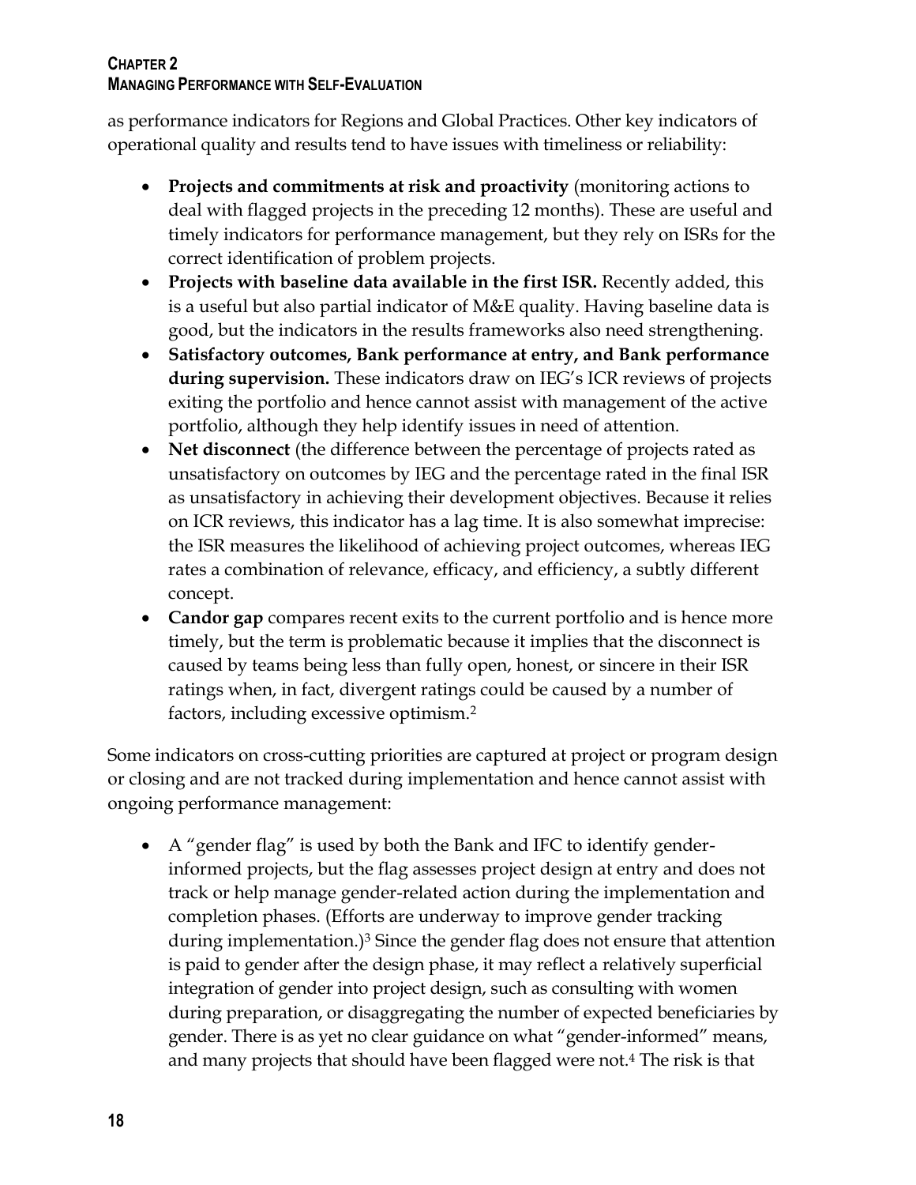as performance indicators for Regions and Global Practices. Other key indicators of operational quality and results tend to have issues with timeliness or reliability:

- **Projects and commitments at risk and proactivity** (monitoring actions to deal with flagged projects in the preceding 12 months). These are useful and timely indicators for performance management, but they rely on ISRs for the correct identification of problem projects.
- **Projects with baseline data available in the first ISR.** Recently added, this is a useful but also partial indicator of M&E quality. Having baseline data is good, but the indicators in the results frameworks also need strengthening.
- **Satisfactory outcomes, Bank performance at entry, and Bank performance during supervision.** These indicators draw on IEG's ICR reviews of projects exiting the portfolio and hence cannot assist with management of the active portfolio, although they help identify issues in need of attention.
- **Net disconnect** (the difference between the percentage of projects rated as unsatisfactory on outcomes by IEG and the percentage rated in the final ISR as unsatisfactory in achieving their development objectives. Because it relies on ICR reviews, this indicator has a lag time. It is also somewhat imprecise: the ISR measures the likelihood of achieving project outcomes, whereas IEG rates a combination of relevance, efficacy, and efficiency, a subtly different concept.
- **Candor gap** compares recent exits to the current portfolio and is hence more timely, but the term is problematic because it implies that the disconnect is caused by teams being less than fully open, honest, or sincere in their ISR ratings when, in fact, divergent ratings could be caused by a number of factors, including excessive optimism.[2]

Some indicators on cross-cutting priorities are captured at project or program design or closing and are not tracked during implementation and hence cannot assist with ongoing performance management:

- A "gender flag" is used by both the Bank and IFC to identify gender-informed projects, but the flag assesses project design at entry and does not track or help manage gender-related action during the implementation and completion phases. (Efforts are underway to improve gender tracking during implementation.)[3] Since the gender flag does not ensure that attention is paid to gender after the design phase, it may reflect a relatively superficial integration of gender into project design, such as consulting with women during preparation, or disaggregating the number of expected beneficiaries by gender. There is as yet no clear guidance on what "gender-informed" means, and many projects that should have been flagged were not.[4] The risk is that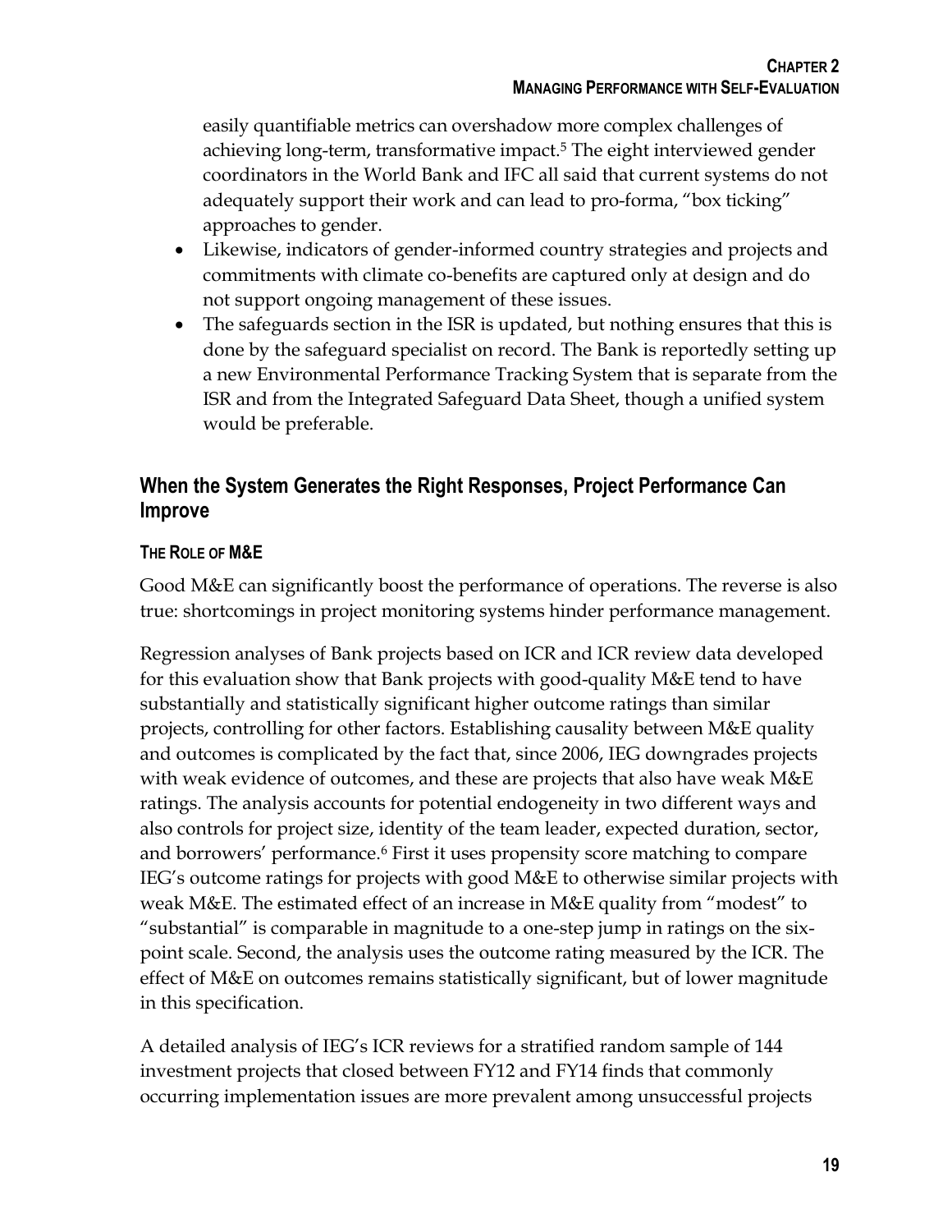easily quantifiable metrics can overshadow more complex challenges of achieving long-term, transformative impact.[5] The eight interviewed gender coordinators in the World Bank and IFC all said that current systems do not adequately support their work and can lead to pro-forma, "box ticking" approaches to gender.

- Likewise, indicators of gender-informed country strategies and projects and commitments with climate co-benefits are captured only at design and do not support ongoing management of these issues.
- The safeguards section in the ISR is updated, but nothing ensures that this is done by the safeguard specialist on record. The Bank is reportedly setting up a new Environmental Performance Tracking System that is separate from the ISR and from the Integrated Safeguard Data Sheet, though a unified system would be preferable.

## When the System Generates the Right Responses, Project Performance Can Improve

### The Role of M&E

Good M&E can significantly boost the performance of operations. The reverse is also true: shortcomings in project monitoring systems hinder performance management.

Regression analyses of Bank projects based on ICR and ICR review data developed for this evaluation show that Bank projects with good-quality M&E tend to have substantially and statistically significant higher outcome ratings than similar projects, controlling for other factors. Establishing causality between M&E quality and outcomes is complicated by the fact that, since 2006, IEG downgrades projects with weak evidence of outcomes, and these are projects that also have weak M&E ratings. The analysis accounts for potential endogeneity in two different ways and also controls for project size, identity of the team leader, expected duration, sector, and borrowers' performance.[6] First it uses propensity score matching to compare IEG's outcome ratings for projects with good M&E to otherwise similar projects with weak M&E. The estimated effect of an increase in M&E quality from "modest" to "substantial" is comparable in magnitude to a one-step jump in ratings on the six-point scale. Second, the analysis uses the outcome rating measured by the ICR. The effect of M&E on outcomes remains statistically significant, but of lower magnitude in this specification.

A detailed analysis of IEG's ICR reviews for a stratified random sample of 144 investment projects that closed between FY12 and FY14 finds that commonly occurring implementation issues are more prevalent among unsuccessful projects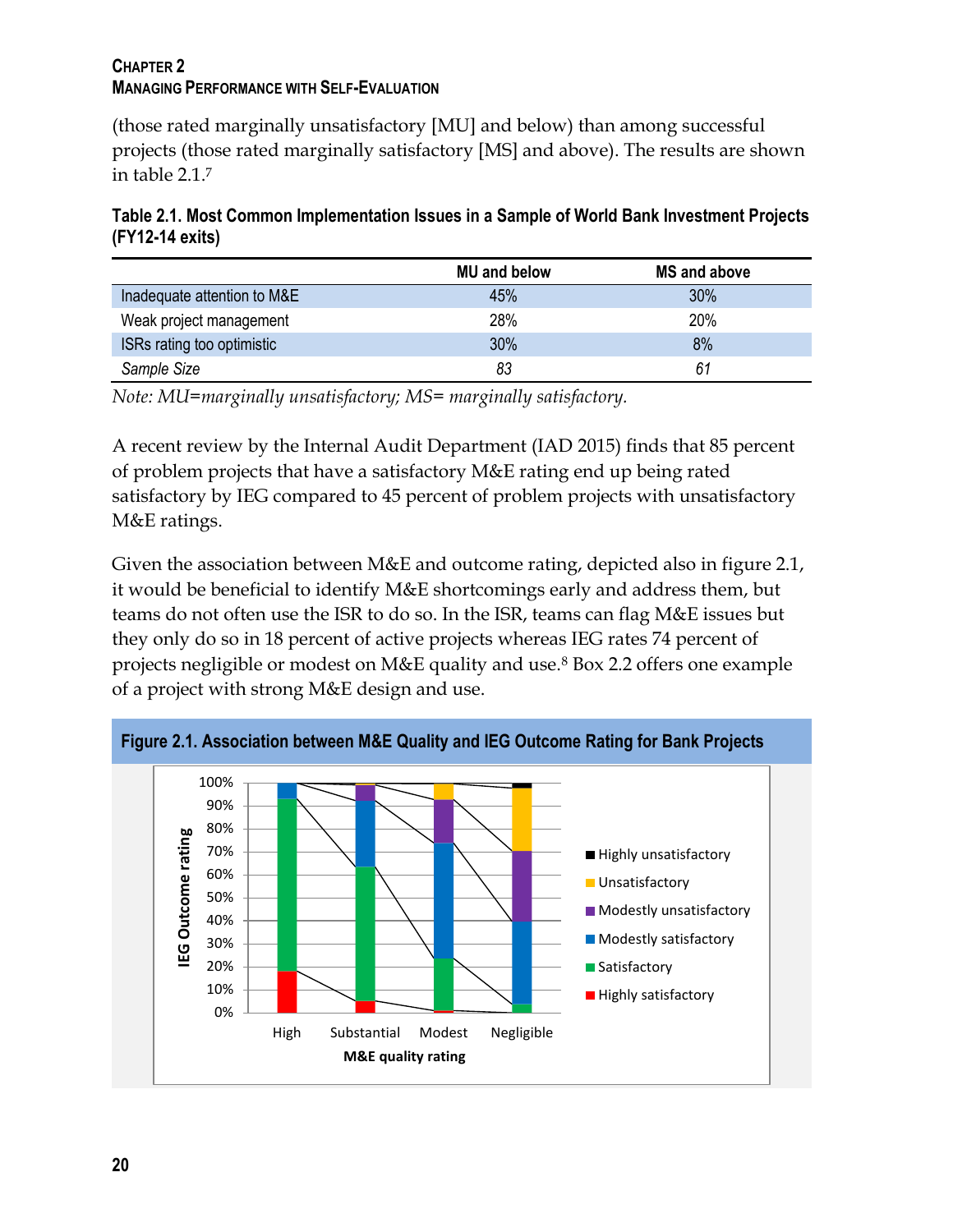(those rated marginally unsatisfactory [MU] and below) than among successful projects (those rated marginally satisfactory [MS] and above). The results are shown in table 2.1.[7]

**Table 2.1. Most Common Implementation Issues in a Sample of World Bank Investment Projects (FY12-14 exits)**

| | MU and below | MS and above |
|---|---|---|
| Inadequate attention to M&E | 45% | 30% |
| Weak project management | 28% | 20% |
| ISRs rating too optimistic | 30% | 8% |
| *Sample Size* | *83* | *61* |

*Note: MU=marginally unsatisfactory; MS= marginally satisfactory.*

A recent review by the Internal Audit Department (IAD 2015) finds that 85 percent of problem projects that have a satisfactory M&E rating end up being rated satisfactory by IEG compared to 45 percent of problem projects with unsatisfactory M&E ratings.

Given the association between M&E and outcome rating, depicted also in figure 2.1, it would be beneficial to identify M&E shortcomings early and address them, but teams do not often use the ISR to do so. In the ISR, teams can flag M&E issues but they only do so in 18 percent of active projects whereas IEG rates 74 percent of projects negligible or modest on M&E quality and use.[8] Box 2.2 offers one example of a project with strong M&E design and use.

**Figure 2.1. Association between M&E Quality and IEG Outcome Rating for Bank Projects**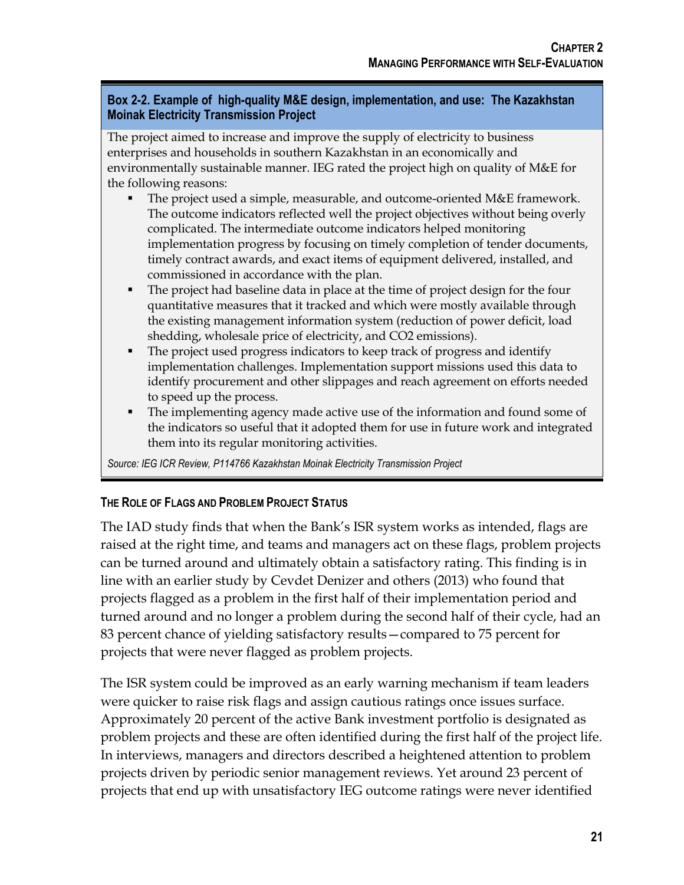**Box 2-2. Example of high-quality M&E design, implementation, and use: The Kazakhstan Moinak Electricity Transmission Project**

The project aimed to increase and improve the supply of electricity to business enterprises and households in southern Kazakhstan in an economically and environmentally sustainable manner. IEG rated the project high on quality of M&E for the following reasons:

- The project used a simple, measurable, and outcome-oriented M&E framework. The outcome indicators reflected well the project objectives without being overly complicated. The intermediate outcome indicators helped monitoring implementation progress by focusing on timely completion of tender documents, timely contract awards, and exact items of equipment delivered, installed, and commissioned in accordance with the plan.
- The project had baseline data in place at the time of project design for the four quantitative measures that it tracked and which were mostly available through the existing management information system (reduction of power deficit, load shedding, wholesale price of electricity, and $CO_2$ emissions).
- The project used progress indicators to keep track of progress and identify implementation challenges. Implementation support missions used this data to identify procurement and other slippages and reach agreement on efforts needed to speed up the process.
- The implementing agency made active use of the information and found some of the indicators so useful that it adopted them for use in future work and integrated them into its regular monitoring activities.

*Source: IEG ICR Review, P114766 Kazakhstan Moinak Electricity Transmission Project*

### The Role of Flags and Problem Project Status

The IAD study finds that when the Bank's ISR system works as intended, flags are raised at the right time, and teams and managers act on these flags, problem projects can be turned around and ultimately obtain a satisfactory rating. This finding is in line with an earlier study by Cevdet Denizer and others (2013) who found that projects flagged as a problem in the first half of their implementation period and turned around and no longer a problem during the second half of their cycle, had an 83 percent chance of yielding satisfactory results—compared to 75 percent for projects that were never flagged as problem projects.

The ISR system could be improved as an early warning mechanism if team leaders were quicker to raise risk flags and assign cautious ratings once issues surface. Approximately 20 percent of the active Bank investment portfolio is designated as problem projects and these are often identified during the first half of the project life. In interviews, managers and directors described a heightened attention to problem projects driven by periodic senior management reviews. Yet around 23 percent of projects that end up with unsatisfactory IEG outcome ratings were never identified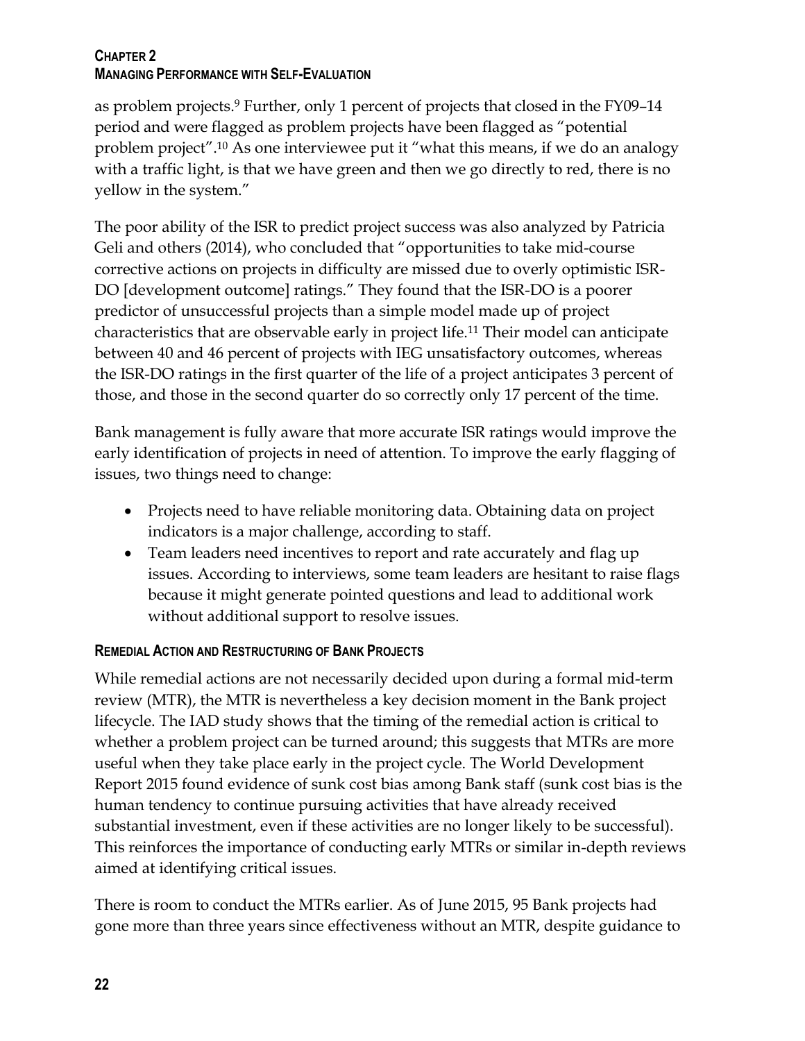as problem projects.[9] Further, only 1 percent of projects that closed in the FY09–14 period and were flagged as problem projects have been flagged as "potential problem project".[10] As one interviewee put it "what this means, if we do an analogy with a traffic light, is that we have green and then we go directly to red, there is no yellow in the system."

The poor ability of the ISR to predict project success was also analyzed by Patricia Geli and others (2014), who concluded that "opportunities to take mid-course corrective actions on projects in difficulty are missed due to overly optimistic ISR-DO [development outcome] ratings." They found that the ISR-DO is a poorer predictor of unsuccessful projects than a simple model made up of project characteristics that are observable early in project life.[11] Their model can anticipate between 40 and 46 percent of projects with IEG unsatisfactory outcomes, whereas the ISR-DO ratings in the first quarter of the life of a project anticipates 3 percent of those, and those in the second quarter do so correctly only 17 percent of the time.

Bank management is fully aware that more accurate ISR ratings would improve the early identification of projects in need of attention. To improve the early flagging of issues, two things need to change:

- Projects need to have reliable monitoring data. Obtaining data on project indicators is a major challenge, according to staff.
- Team leaders need incentives to report and rate accurately and flag up issues. According to interviews, some team leaders are hesitant to raise flags because it might generate pointed questions and lead to additional work without additional support to resolve issues.

### Remedial Action and Restructuring of Bank Projects

While remedial actions are not necessarily decided upon during a formal mid-term review (MTR), the MTR is nevertheless a key decision moment in the Bank project lifecycle. The IAD study shows that the timing of the remedial action is critical to whether a problem project can be turned around; this suggests that MTRs are more useful when they take place early in the project cycle. The World Development Report 2015 found evidence of sunk cost bias among Bank staff (sunk cost bias is the human tendency to continue pursuing activities that have already received substantial investment, even if these activities are no longer likely to be successful). This reinforces the importance of conducting early MTRs or similar in-depth reviews aimed at identifying critical issues.

There is room to conduct the MTRs earlier. As of June 2015, 95 Bank projects had gone more than three years since effectiveness without an MTR, despite guidance to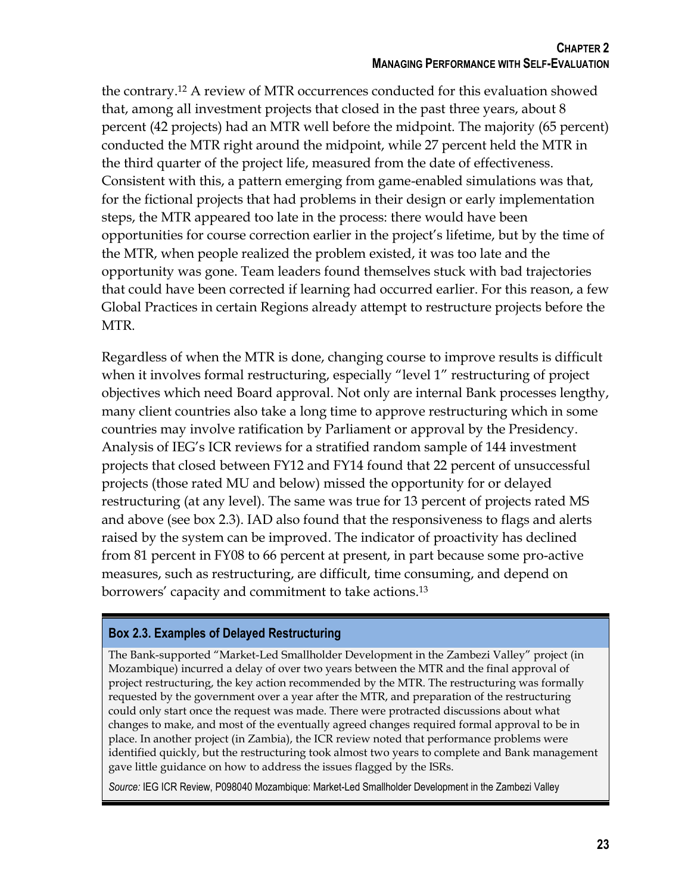the contrary.[12] A review of MTR occurrences conducted for this evaluation showed that, among all investment projects that closed in the past three years, about 8 percent (42 projects) had an MTR well before the midpoint. The majority (65 percent) conducted the MTR right around the midpoint, while 27 percent held the MTR in the third quarter of the project life, measured from the date of effectiveness. Consistent with this, a pattern emerging from game-enabled simulations was that, for the fictional projects that had problems in their design or early implementation steps, the MTR appeared too late in the process: there would have been opportunities for course correction earlier in the project's lifetime, but by the time of the MTR, when people realized the problem existed, it was too late and the opportunity was gone. Team leaders found themselves stuck with bad trajectories that could have been corrected if learning had occurred earlier. For this reason, a few Global Practices in certain Regions already attempt to restructure projects before the MTR.

Regardless of when the MTR is done, changing course to improve results is difficult when it involves formal restructuring, especially "level 1" restructuring of project objectives which need Board approval. Not only are internal Bank processes lengthy, many client countries also take a long time to approve restructuring which in some countries may involve ratification by Parliament or approval by the Presidency. Analysis of IEG's ICR reviews for a stratified random sample of 144 investment projects that closed between FY12 and FY14 found that 22 percent of unsuccessful projects (those rated MU and below) missed the opportunity for or delayed restructuring (at any level). The same was true for 13 percent of projects rated MS and above (see box 2.3). IAD also found that the responsiveness to flags and alerts raised by the system can be improved. The indicator of proactivity has declined from 81 percent in FY08 to 66 percent at present, in part because some pro-active measures, such as restructuring, are difficult, time consuming, and depend on borrowers' capacity and commitment to take actions.[13]

**Box 2.3. Examples of Delayed Restructuring**

The Bank-supported "Market-Led Smallholder Development in the Zambezi Valley" project (in Mozambique) incurred a delay of over two years between the MTR and the final approval of project restructuring, the key action recommended by the MTR. The restructuring was formally requested by the government over a year after the MTR, and preparation of the restructuring could only start once the request was made. There were protracted discussions about what changes to make, and most of the eventually agreed changes required formal approval to be in place. In another project (in Zambia), the ICR review noted that performance problems were identified quickly, but the restructuring took almost two years to complete and Bank management gave little guidance on how to address the issues flagged by the ISRs.

*Source:* IEG ICR Review, P098040 Mozambique: Market-Led Smallholder Development in the Zambezi Valley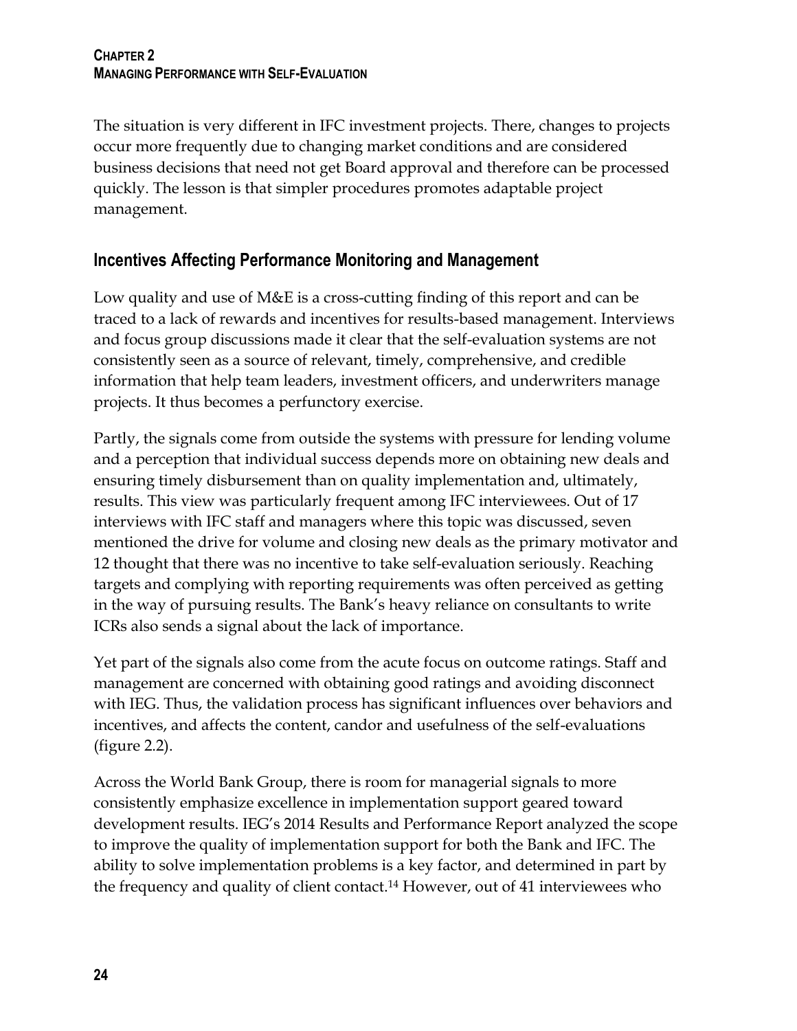The situation is very different in IFC investment projects. There, changes to projects occur more frequently due to changing market conditions and are considered business decisions that need not get Board approval and therefore can be processed quickly. The lesson is that simpler procedures promotes adaptable project management.

## Incentives Affecting Performance Monitoring and Management

Low quality and use of M&E is a cross-cutting finding of this report and can be traced to a lack of rewards and incentives for results-based management. Interviews and focus group discussions made it clear that the self-evaluation systems are not consistently seen as a source of relevant, timely, comprehensive, and credible information that help team leaders, investment officers, and underwriters manage projects. It thus becomes a perfunctory exercise.

Partly, the signals come from outside the systems with pressure for lending volume and a perception that individual success depends more on obtaining new deals and ensuring timely disbursement than on quality implementation and, ultimately, results. This view was particularly frequent among IFC interviewees. Out of 17 interviews with IFC staff and managers where this topic was discussed, seven mentioned the drive for volume and closing new deals as the primary motivator and 12 thought that there was no incentive to take self-evaluation seriously. Reaching targets and complying with reporting requirements was often perceived as getting in the way of pursuing results. The Bank's heavy reliance on consultants to write ICRs also sends a signal about the lack of importance.

Yet part of the signals also come from the acute focus on outcome ratings. Staff and management are concerned with obtaining good ratings and avoiding disconnect with IEG. Thus, the validation process has significant influences over behaviors and incentives, and affects the content, candor and usefulness of the self-evaluations (figure 2.2).

Across the World Bank Group, there is room for managerial signals to more consistently emphasize excellence in implementation support geared toward development results. IEG's 2014 Results and Performance Report analyzed the scope to improve the quality of implementation support for both the Bank and IFC. The ability to solve implementation problems is a key factor, and determined in part by the frequency and quality of client contact.[14] However, out of 41 interviewees who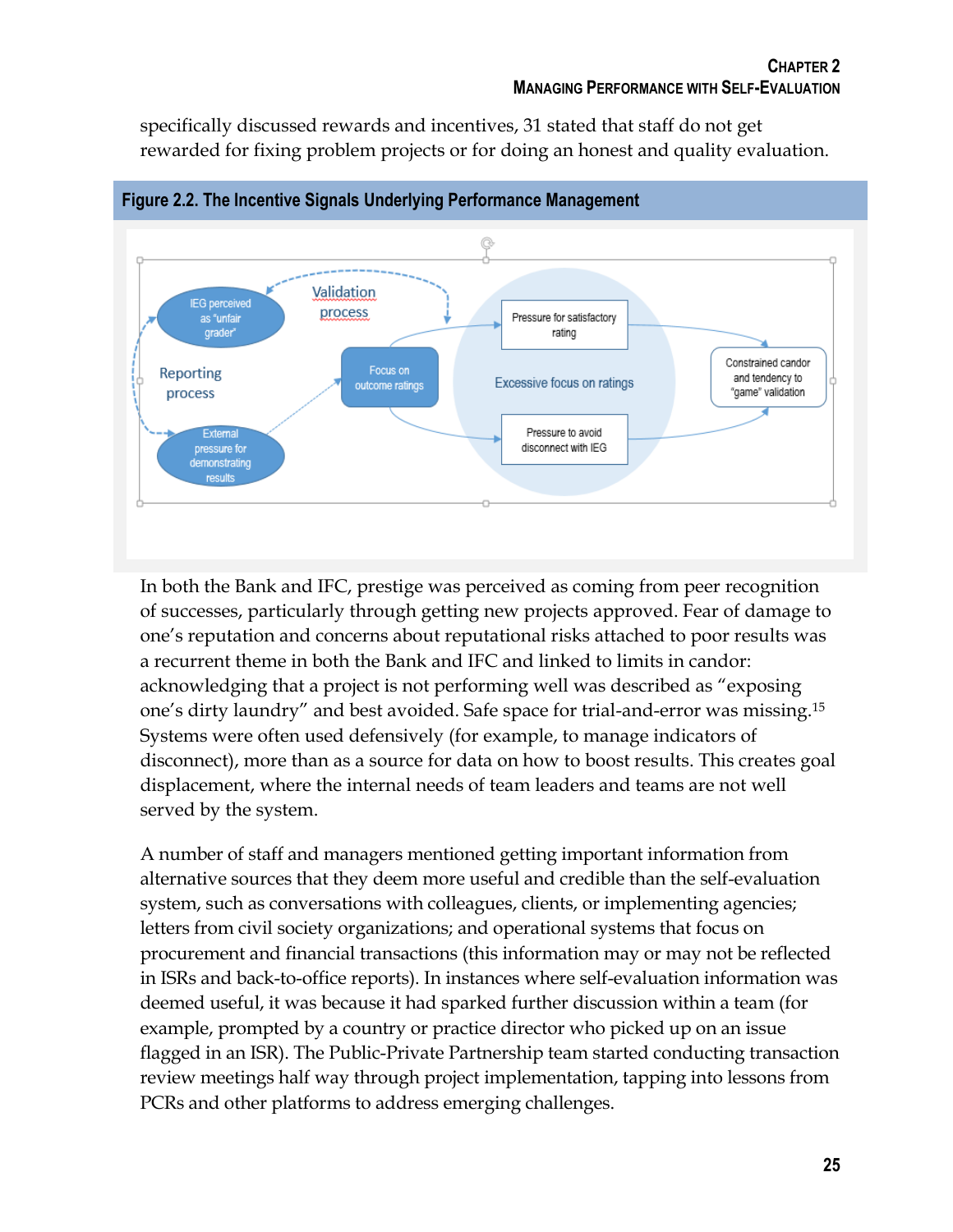specifically discussed rewards and incentives, 31 stated that staff do not get rewarded for fixing problem projects or for doing an honest and quality evaluation.

**Figure 2.2. The Incentive Signals Underlying Performance Management**

In both the Bank and IFC, prestige was perceived as coming from peer recognition of successes, particularly through getting new projects approved. Fear of damage to one's reputation and concerns about reputational risks attached to poor results was a recurrent theme in both the Bank and IFC and linked to limits in candor: acknowledging that a project is not performing well was described as "exposing one's dirty laundry" and best avoided. Safe space for trial-and-error was missing.[15] Systems were often used defensively (for example, to manage indicators of disconnect), more than as a source for data on how to boost results. This creates goal displacement, where the internal needs of team leaders and teams are not well served by the system.

A number of staff and managers mentioned getting important information from alternative sources that they deem more useful and credible than the self-evaluation system, such as conversations with colleagues, clients, or implementing agencies; letters from civil society organizations; and operational systems that focus on procurement and financial transactions (this information may or may not be reflected in ISRs and back-to-office reports). In instances where self-evaluation information was deemed useful, it was because it had sparked further discussion within a team (for example, prompted by a country or practice director who picked up on an issue flagged in an ISR). The Public-Private Partnership team started conducting transaction review meetings half way through project implementation, tapping into lessons from PCRs and other platforms to address emerging challenges.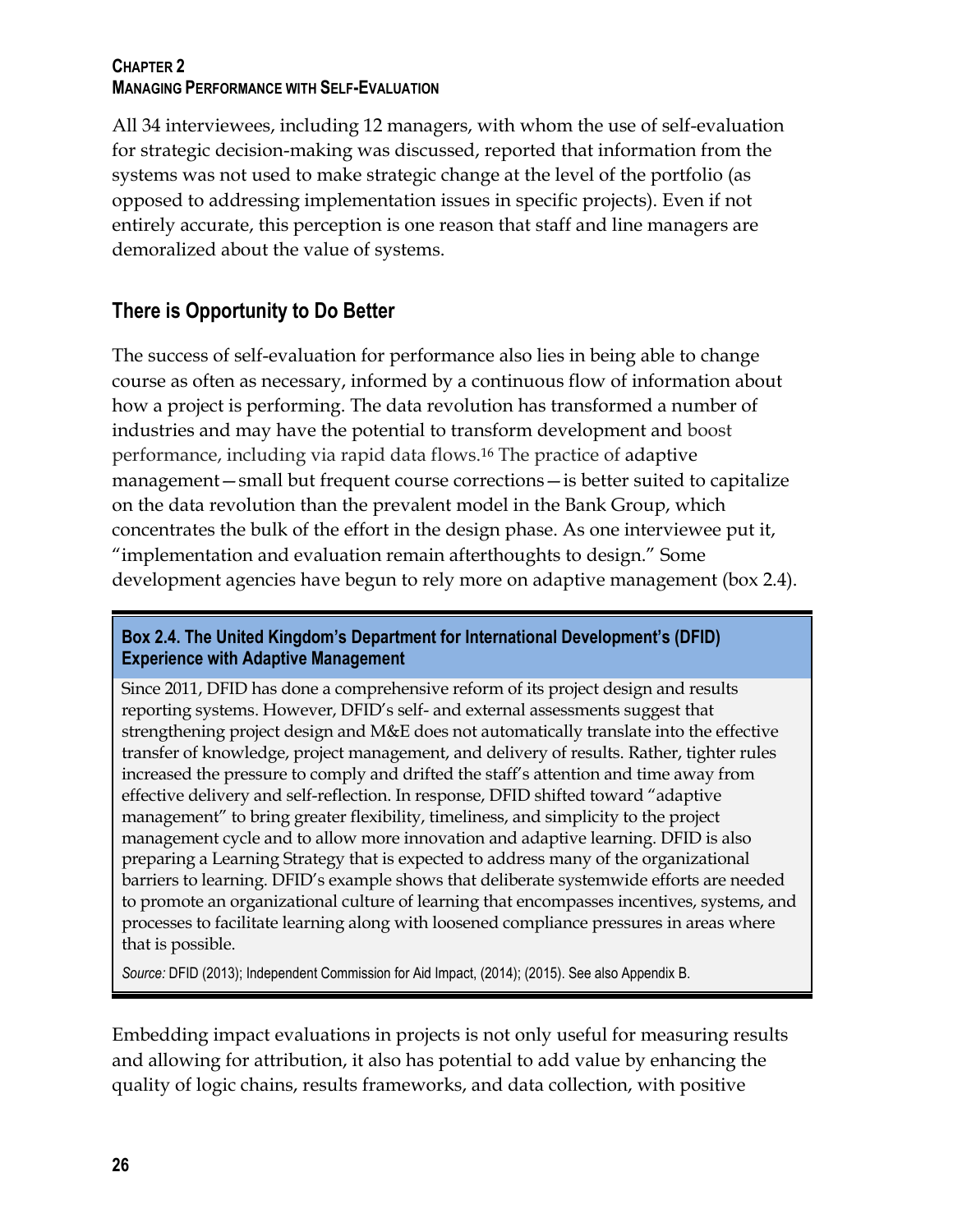All 34 interviewees, including 12 managers, with whom the use of self-evaluation for strategic decision-making was discussed, reported that information from the systems was not used to make strategic change at the level of the portfolio (as opposed to addressing implementation issues in specific projects). Even if not entirely accurate, this perception is one reason that staff and line managers are demoralized about the value of systems.

## There is Opportunity to Do Better

The success of self-evaluation for performance also lies in being able to change course as often as necessary, informed by a continuous flow of information about how a project is performing. The data revolution has transformed a number of industries and may have the potential to transform development and boost performance, including via rapid data flows.[16] The practice of adaptive management—small but frequent course corrections—is better suited to capitalize on the data revolution than the prevalent model in the Bank Group, which concentrates the bulk of the effort in the design phase. As one interviewee put it, "implementation and evaluation remain afterthoughts to design." Some development agencies have begun to rely more on adaptive management (box 2.4).

> **Box 2.4. The United Kingdom's Department for International Development's (DFID) Experience with Adaptive Management**
>
> Since 2011, DFID has done a comprehensive reform of its project design and results reporting systems. However, DFID's self- and external assessments suggest that strengthening project design and M&E does not automatically translate into the effective transfer of knowledge, project management, and delivery of results. Rather, tighter rules increased the pressure to comply and drifted the staff's attention and time away from effective delivery and self-reflection. In response, DFID shifted toward "adaptive management" to bring greater flexibility, timeliness, and simplicity to the project management cycle and to allow more innovation and adaptive learning. DFID is also preparing a Learning Strategy that is expected to address many of the organizational barriers to learning. DFID's example shows that deliberate systemwide efforts are needed to promote an organizational culture of learning that encompasses incentives, systems, and processes to facilitate learning along with loosened compliance pressures in areas where that is possible.
>
> *Source:* DFID (2013); Independent Commission for Aid Impact, (2014); (2015). See also Appendix B.

Embedding impact evaluations in projects is not only useful for measuring results and allowing for attribution, it also has potential to add value by enhancing the quality of logic chains, results frameworks, and data collection, with positive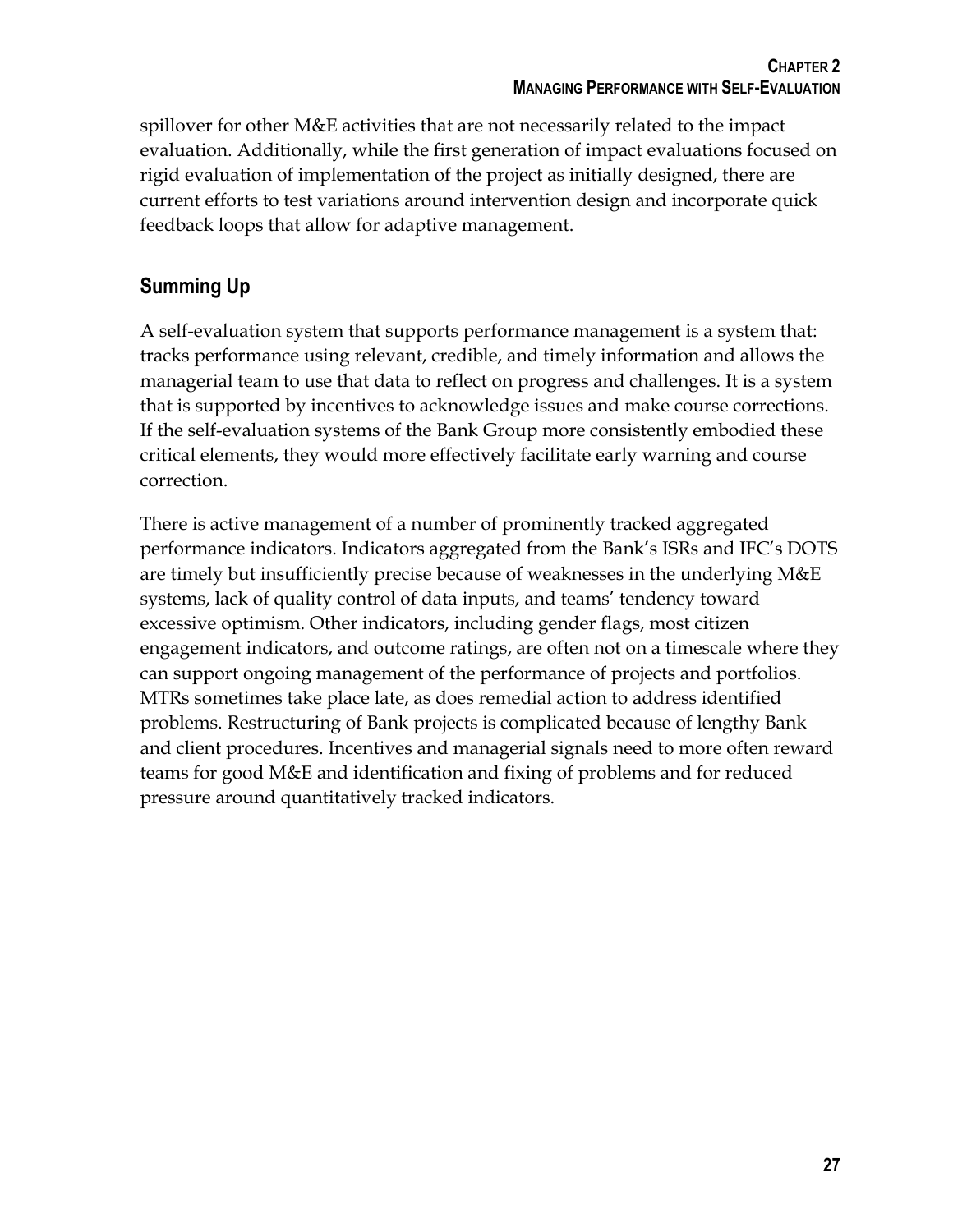spillover for other M&E activities that are not necessarily related to the impact evaluation. Additionally, while the first generation of impact evaluations focused on rigid evaluation of implementation of the project as initially designed, there are current efforts to test variations around intervention design and incorporate quick feedback loops that allow for adaptive management.

## Summing Up

A self-evaluation system that supports performance management is a system that: tracks performance using relevant, credible, and timely information and allows the managerial team to use that data to reflect on progress and challenges. It is a system that is supported by incentives to acknowledge issues and make course corrections. If the self-evaluation systems of the Bank Group more consistently embodied these critical elements, they would more effectively facilitate early warning and course correction.

There is active management of a number of prominently tracked aggregated performance indicators. Indicators aggregated from the Bank's ISRs and IFC's DOTS are timely but insufficiently precise because of weaknesses in the underlying M&E systems, lack of quality control of data inputs, and teams' tendency toward excessive optimism. Other indicators, including gender flags, most citizen engagement indicators, and outcome ratings, are often not on a timescale where they can support ongoing management of the performance of projects and portfolios. MTRs sometimes take place late, as does remedial action to address identified problems. Restructuring of Bank projects is complicated because of lengthy Bank and client procedures. Incentives and managerial signals need to more often reward teams for good M&E and identification and fixing of problems and for reduced pressure around quantitatively tracked indicators.